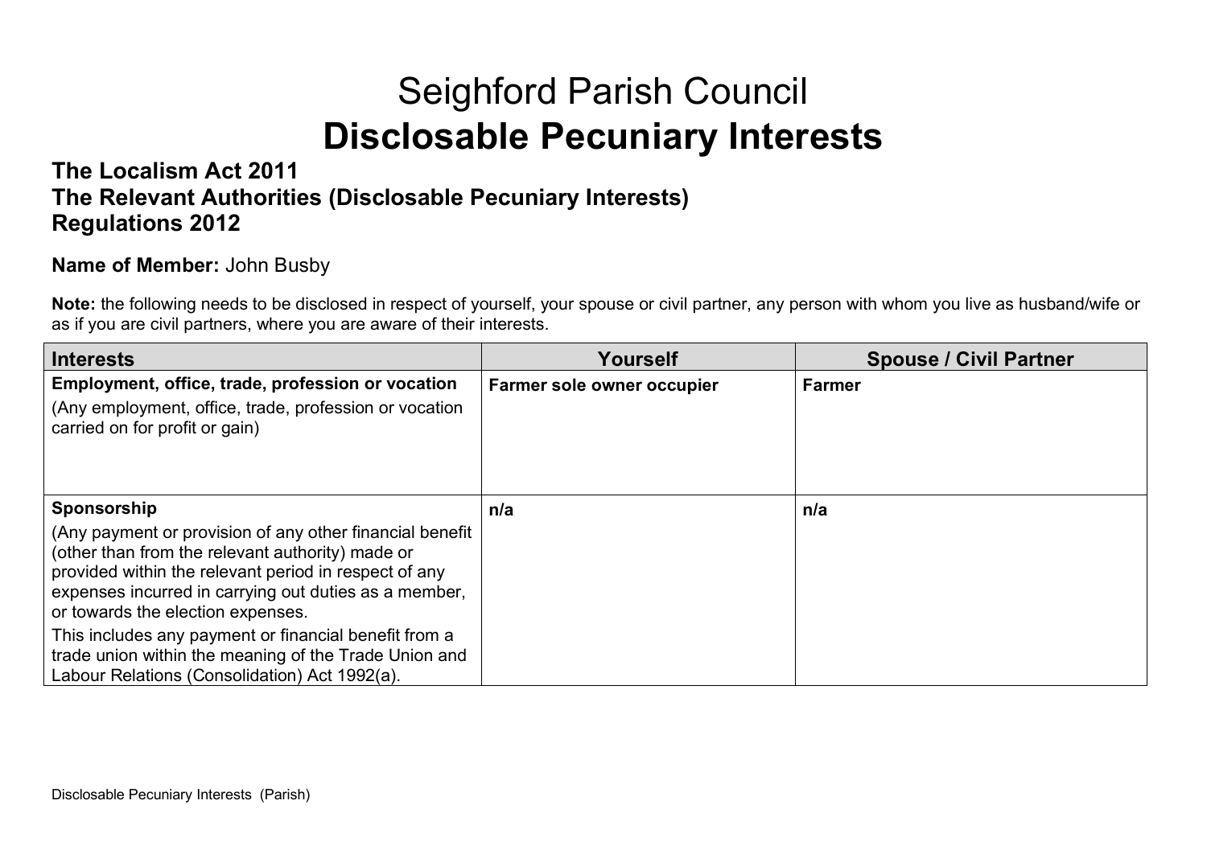# Seighford Parish Council
# **Disclosable Pecuniary Interests**

### The Localism Act 2011
### The Relevant Authorities (Disclosable Pecuniary Interests) Regulations 2012

**Name of Member:** John Busby

**Note:** the following needs to be disclosed in respect of yourself, your spouse or civil partner, any person with whom you live as husband/wife or as if you are civil partners, where you are aware of their interests.

| Interests | Yourself | Spouse / Civil Partner |
|---|---|---|
| **Employment, office, trade, profession or vocation**<br>(Any employment, office, trade, profession or vocation carried on for profit or gain) | **Farmer sole owner occupier** | **Farmer** |
| **Sponsorship**<br>(Any payment or provision of any other financial benefit (other than from the relevant authority) made or provided within the relevant period in respect of any expenses incurred in carrying out duties as a member, or towards the election expenses.<br>This includes any payment or financial benefit from a trade union within the meaning of the Trade Union and Labour Relations (Consolidation) Act 1992(a). | **n/a** | **n/a** |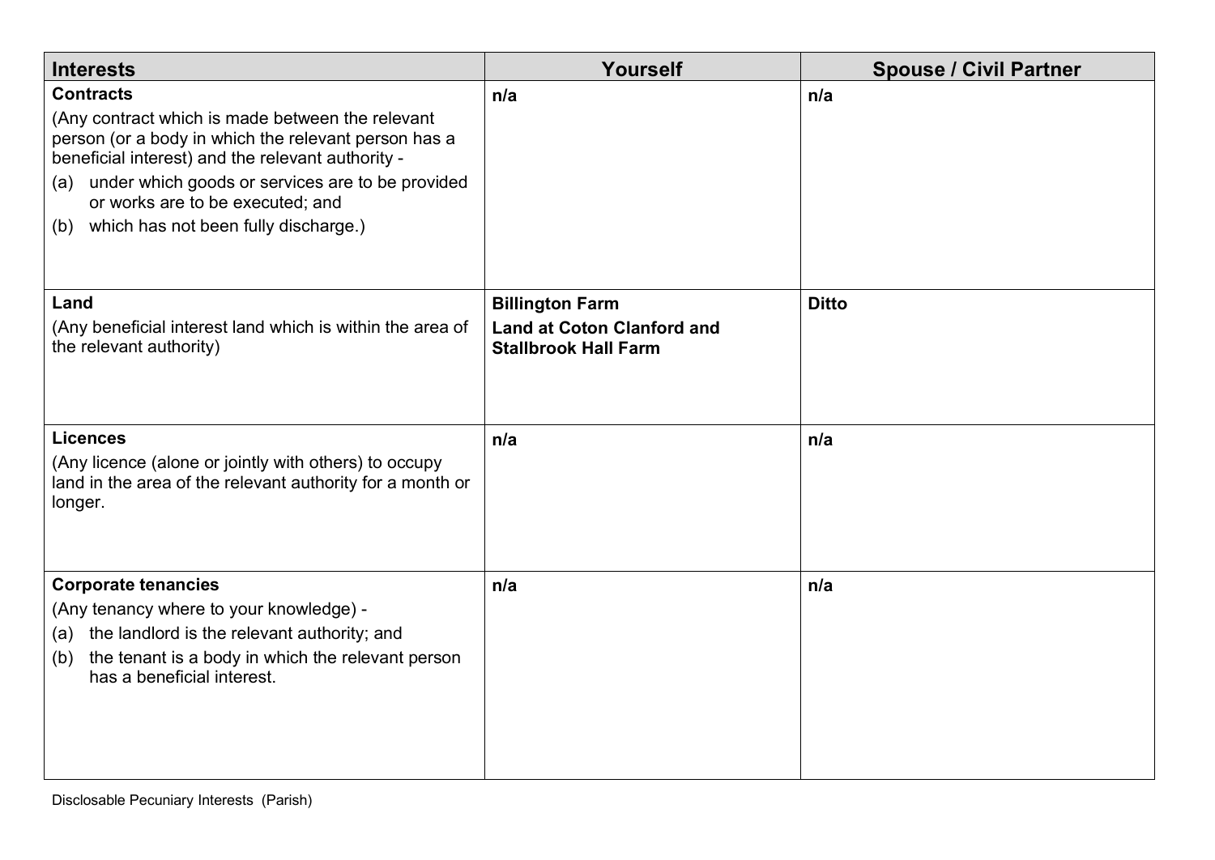| Interests | Yourself | Spouse / Civil Partner |
|---|---|---|
| **Contracts**<br>(Any contract which is made between the relevant person (or a body in which the relevant person has a beneficial interest) and the relevant authority -<br>(a) under which goods or services are to be provided or works are to be executed; and<br>(b) which has not been fully discharge.) | **n/a** | **n/a** |
| **Land**<br>(Any beneficial interest land which is within the area of the relevant authority) | **Billington Farm**<br>**Land at Coton Clanford and Stallbrook Hall Farm** | **Ditto** |
| **Licences**<br>(Any licence (alone or jointly with others) to occupy land in the area of the relevant authority for a month or longer. | **n/a** | **n/a** |
| **Corporate tenancies**<br>(Any tenancy where to your knowledge) -<br>(a) the landlord is the relevant authority; and<br>(b) the tenant is a body in which the relevant person has a beneficial interest. | **n/a** | **n/a** |

Disclosable Pecuniary Interests (Parish)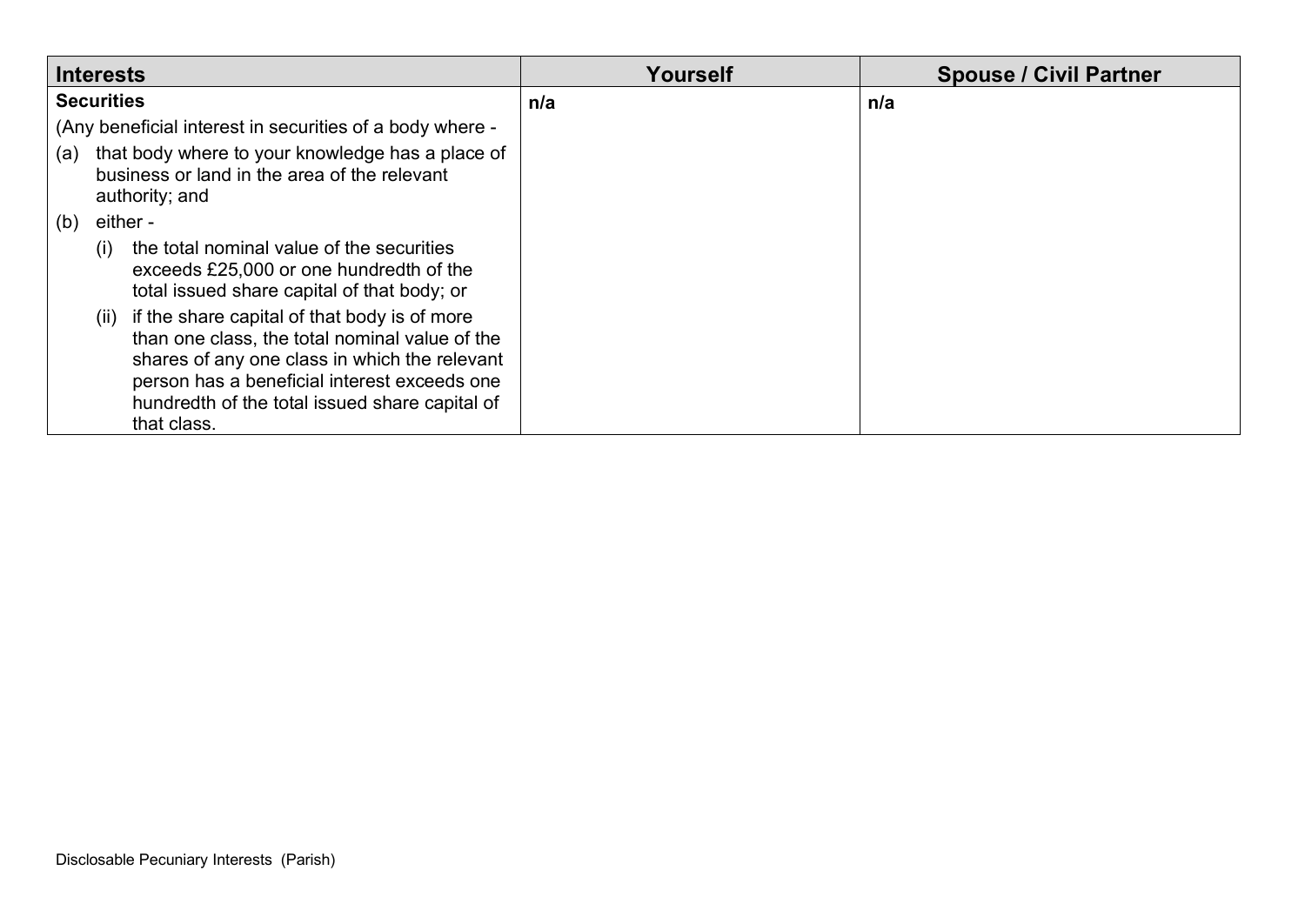| Interests | Yourself | Spouse / Civil Partner |
|---|---|---|
| **Securities**<br>(Any beneficial interest in securities of a body where -<br>(a) that body where to your knowledge has a place of business or land in the area of the relevant authority; and<br>(b) either -<br>(i) the total nominal value of the securities exceeds £25,000 or one hundredth of the total issued share capital of that body; or<br>(ii) if the share capital of that body is of more than one class, the total nominal value of the shares of any one class in which the relevant person has a beneficial interest exceeds one hundredth of the total issued share capital of that class. | **n/a** | **n/a** |